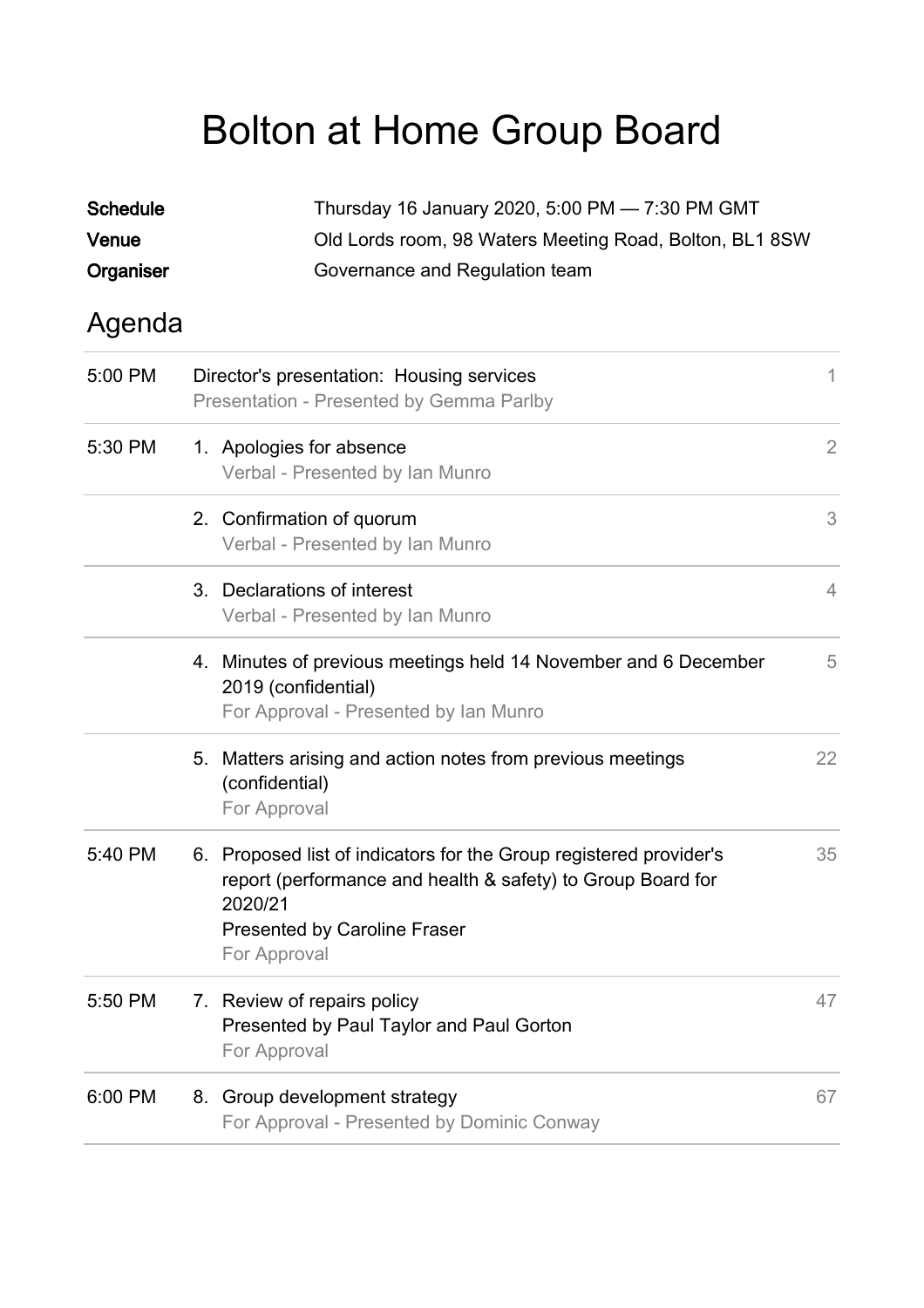# Bolton at Home Group Board

| | |
|---|---|
| **Schedule** | Thursday 16 January 2020, 5:00 PM — 7:30 PM GMT |
| **Venue** | Old Lords room, 98 Waters Meeting Road, Bolton, BL1 8SW |
| **Organiser** | Governance and Regulation team |

## Agenda

| Time | Item | Page |
|---|---|---|
| 5:00 PM | Director's presentation: Housing services<br>Presentation - Presented by Gemma Parlby | 1 |
| 5:30 PM | 1. Apologies for absence<br>Verbal - Presented by Ian Munro | 2 |
| | 2. Confirmation of quorum<br>Verbal - Presented by Ian Munro | 3 |
| | 3. Declarations of interest<br>Verbal - Presented by Ian Munro | 4 |
| | 4. Minutes of previous meetings held 14 November and 6 December 2019 (confidential)<br>For Approval - Presented by Ian Munro | 5 |
| | 5. Matters arising and action notes from previous meetings (confidential)<br>For Approval | 22 |
| 5:40 PM | 6. Proposed list of indicators for the Group registered provider's report (performance and health & safety) to Group Board for 2020/21<br>Presented by Caroline Fraser<br>For Approval | 35 |
| 5:50 PM | 7. Review of repairs policy<br>Presented by Paul Taylor and Paul Gorton<br>For Approval | 47 |
| 6:00 PM | 8. Group development strategy<br>For Approval - Presented by Dominic Conway | 67 |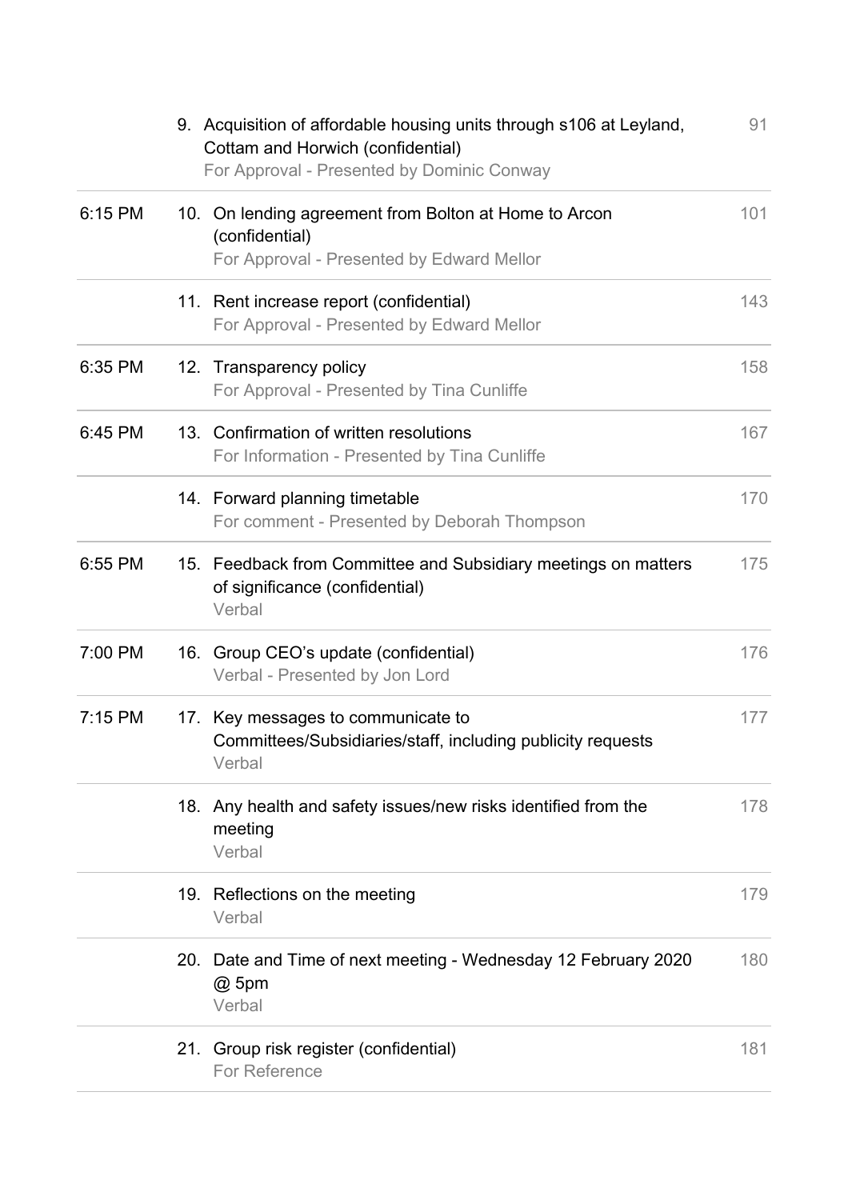| Time | Item | Page |
| --- | --- | --- |
| | 9. Acquisition of affordable housing units through s106 at Leyland, Cottam and Horwich (confidential)<br>For Approval - Presented by Dominic Conway | 91 |
| 6:15 PM | 10. On lending agreement from Bolton at Home to Arcon (confidential)<br>For Approval - Presented by Edward Mellor | 101 |
| | 11. Rent increase report (confidential)<br>For Approval - Presented by Edward Mellor | 143 |
| 6:35 PM | 12. Transparency policy<br>For Approval - Presented by Tina Cunliffe | 158 |
| 6:45 PM | 13. Confirmation of written resolutions<br>For Information - Presented by Tina Cunliffe | 167 |
| | 14. Forward planning timetable<br>For comment - Presented by Deborah Thompson | 170 |
| 6:55 PM | 15. Feedback from Committee and Subsidiary meetings on matters of significance (confidential)<br>Verbal | 175 |
| 7:00 PM | 16. Group CEO's update (confidential)<br>Verbal - Presented by Jon Lord | 176 |
| 7:15 PM | 17. Key messages to communicate to Committees/Subsidiaries/staff, including publicity requests<br>Verbal | 177 |
| | 18. Any health and safety issues/new risks identified from the meeting<br>Verbal | 178 |
| | 19. Reflections on the meeting<br>Verbal | 179 |
| | 20. Date and Time of next meeting - Wednesday 12 February 2020 @ 5pm<br>Verbal | 180 |
| | 21. Group risk register (confidential)<br>For Reference | 181 |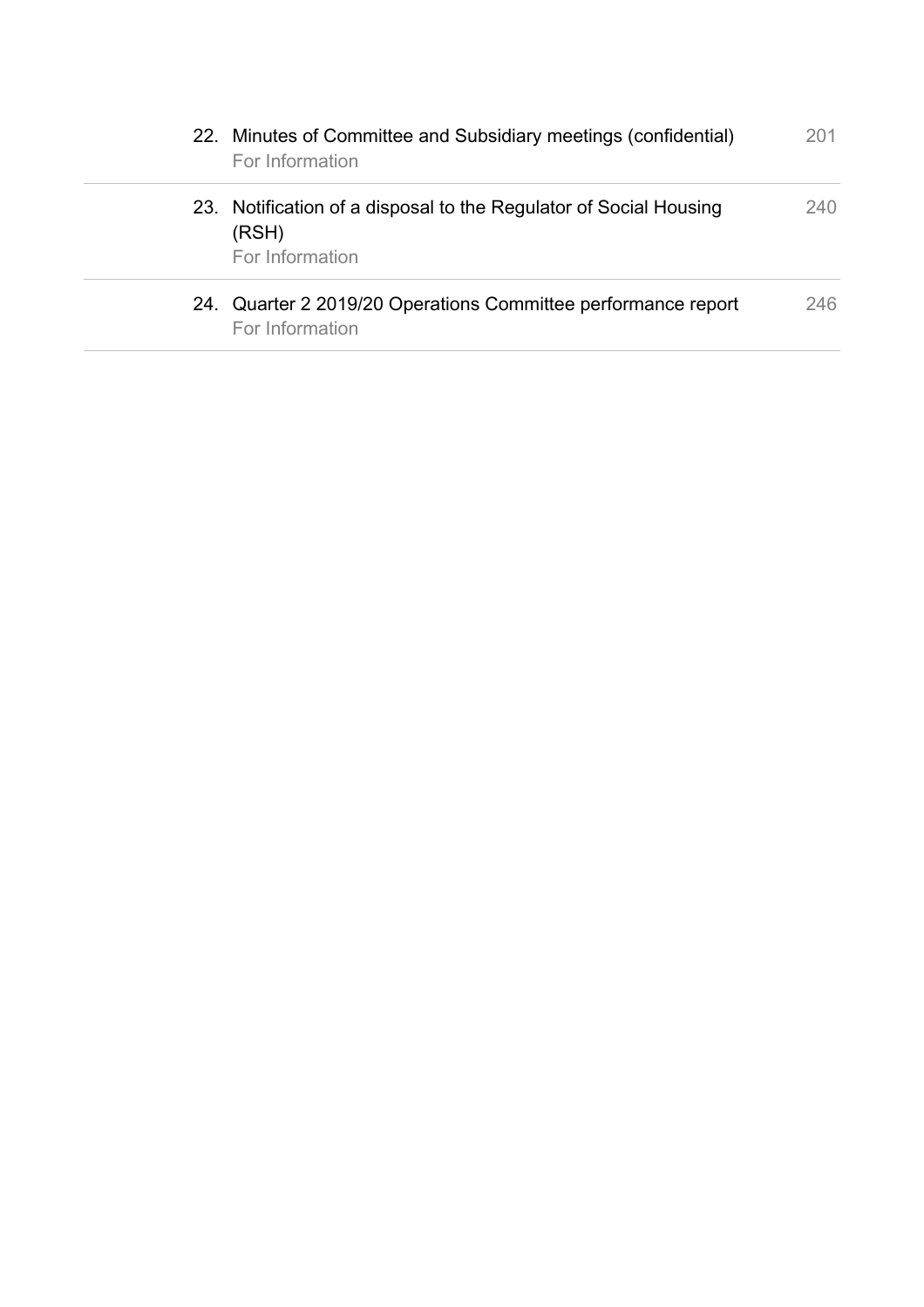| | | |
|---|---|---|
| 22. | Minutes of Committee and Subsidiary meetings (confidential)<br>For Information | 201 |
| 23. | Notification of a disposal to the Regulator of Social Housing (RSH)<br>For Information | 240 |
| 24. | Quarter 2 2019/20 Operations Committee performance report<br>For Information | 246 |